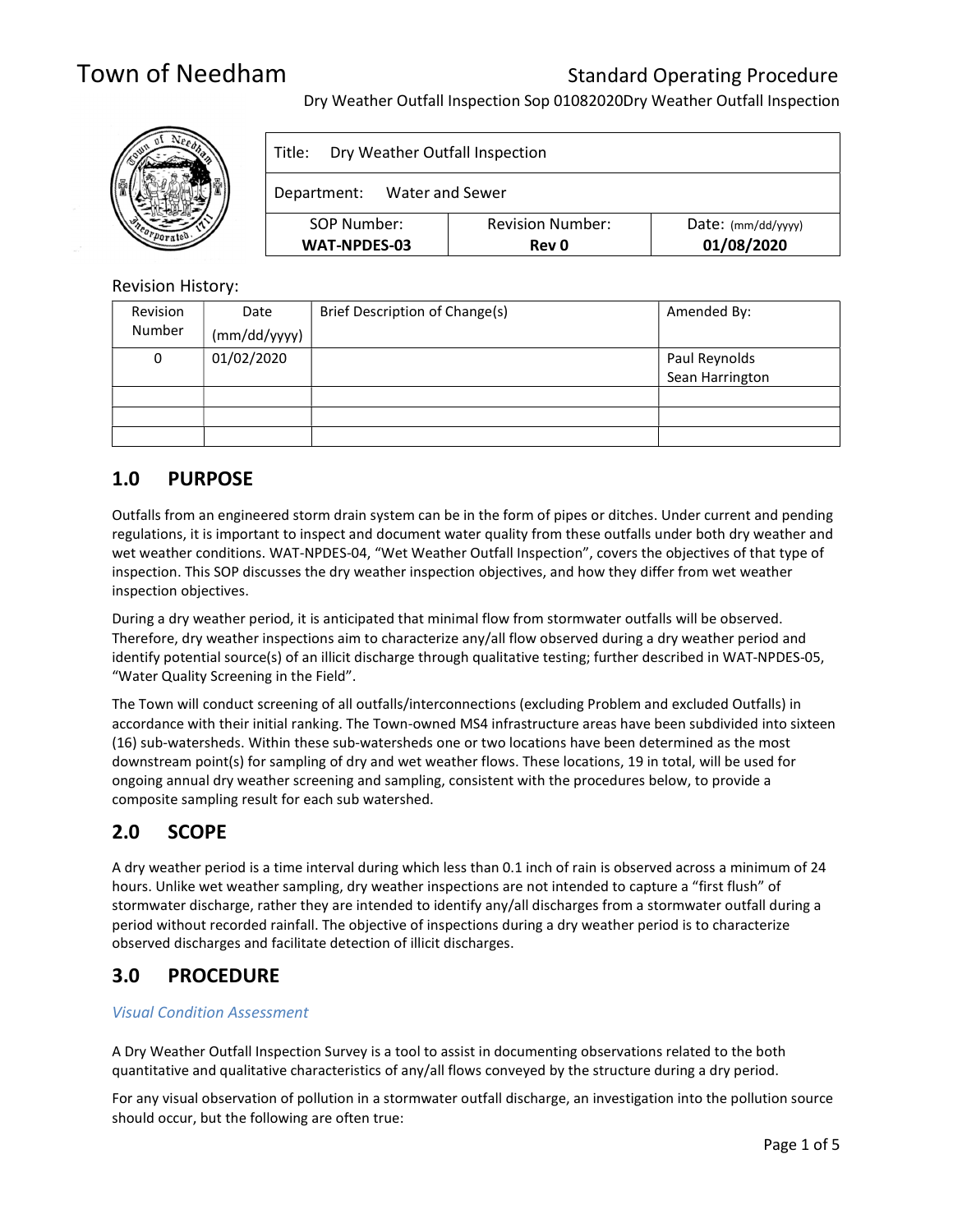# Town of Needham

Standard Operating Procedure

Dry Weather Outfall Inspection Sop 01082020Dry Weather Outfall Inspection

| Title: Dry Weather Outfall Inspection | | |
|---|---|---|
| Department: Water and Sewer | | |
| SOP Number: **WAT-NPDES-03** | Revision Number: **Rev 0** | Date: (mm/dd/yyyy) **01/08/2020** |

Revision History:

| Revision Number | Date (mm/dd/yyyy) | Brief Description of Change(s) | Amended By: |
|---|---|---|---|
| 0 | 01/02/2020 | | Paul Reynolds Sean Harrington |
| | | | |
| | | | |
| | | | |

## 1.0 PURPOSE

Outfalls from an engineered storm drain system can be in the form of pipes or ditches. Under current and pending regulations, it is important to inspect and document water quality from these outfalls under both dry weather and wet weather conditions. WAT-NPDES-04, "Wet Weather Outfall Inspection", covers the objectives of that type of inspection. This SOP discusses the dry weather inspection objectives, and how they differ from wet weather inspection objectives.

During a dry weather period, it is anticipated that minimal flow from stormwater outfalls will be observed. Therefore, dry weather inspections aim to characterize any/all flow observed during a dry weather period and identify potential source(s) of an illicit discharge through qualitative testing; further described in WAT-NPDES-05, "Water Quality Screening in the Field".

The Town will conduct screening of all outfalls/interconnections (excluding Problem and excluded Outfalls) in accordance with their initial ranking. The Town-owned MS4 infrastructure areas have been subdivided into sixteen (16) sub-watersheds. Within these sub-watersheds one or two locations have been determined as the most downstream point(s) for sampling of dry and wet weather flows. These locations, 19 in total, will be used for ongoing annual dry weather screening and sampling, consistent with the procedures below, to provide a composite sampling result for each sub watershed.

## 2.0 SCOPE

A dry weather period is a time interval during which less than 0.1 inch of rain is observed across a minimum of 24 hours. Unlike wet weather sampling, dry weather inspections are not intended to capture a "first flush" of stormwater discharge, rather they are intended to identify any/all discharges from a stormwater outfall during a period without recorded rainfall. The objective of inspections during a dry weather period is to characterize observed discharges and facilitate detection of illicit discharges.

## 3.0 PROCEDURE

*Visual Condition Assessment*

A Dry Weather Outfall Inspection Survey is a tool to assist in documenting observations related to the both quantitative and qualitative characteristics of any/all flows conveyed by the structure during a dry period.

For any visual observation of pollution in a stormwater outfall discharge, an investigation into the pollution source should occur, but the following are often true: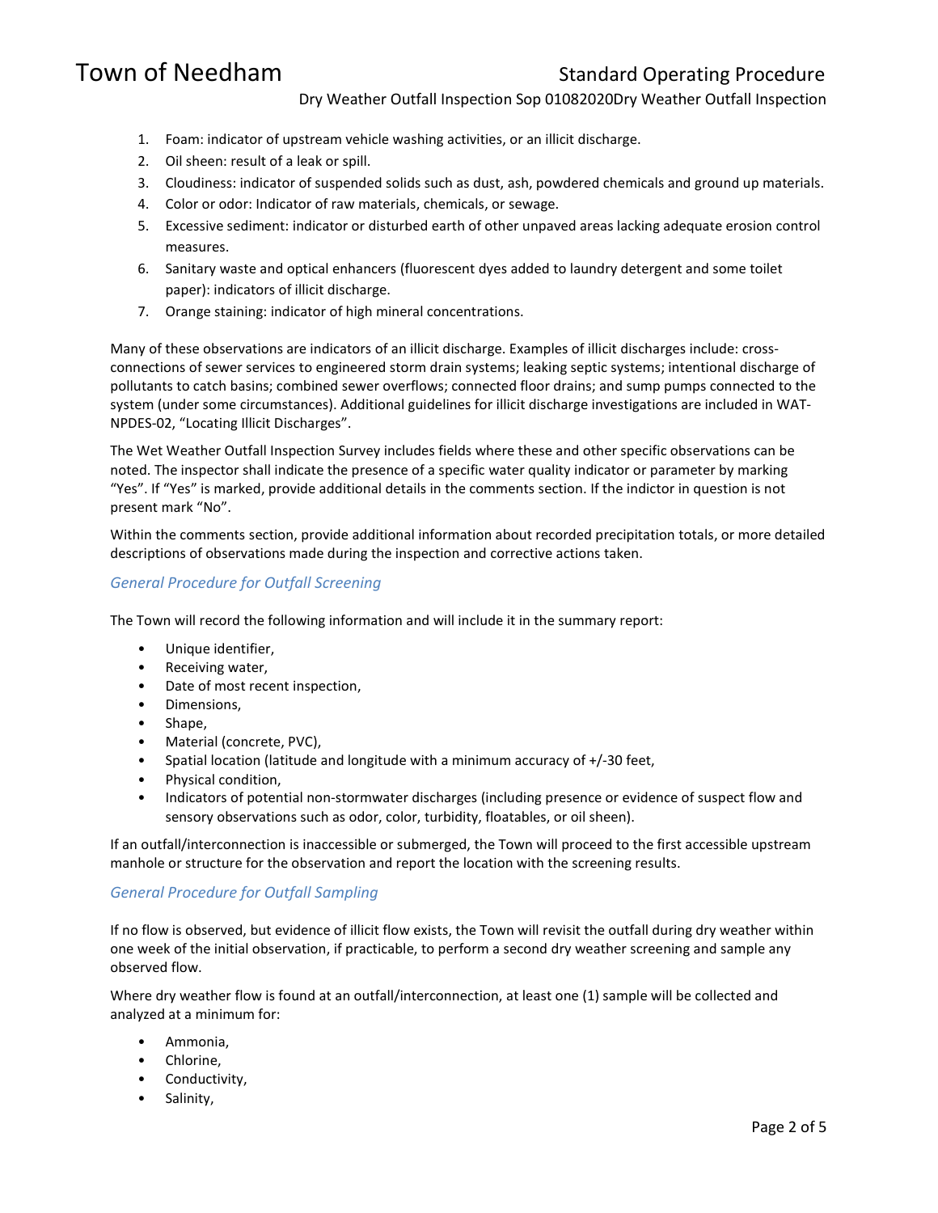1. Foam: indicator of upstream vehicle washing activities, or an illicit discharge.
2. Oil sheen: result of a leak or spill.
3. Cloudiness: indicator of suspended solids such as dust, ash, powdered chemicals and ground up materials.
4. Color or odor: Indicator of raw materials, chemicals, or sewage.
5. Excessive sediment: indicator or disturbed earth of other unpaved areas lacking adequate erosion control measures.
6. Sanitary waste and optical enhancers (fluorescent dyes added to laundry detergent and some toilet paper): indicators of illicit discharge.
7. Orange staining: indicator of high mineral concentrations.

Many of these observations are indicators of an illicit discharge. Examples of illicit discharges include: cross-connections of sewer services to engineered storm drain systems; leaking septic systems; intentional discharge of pollutants to catch basins; combined sewer overflows; connected floor drains; and sump pumps connected to the system (under some circumstances). Additional guidelines for illicit discharge investigations are included in WAT-NPDES-02, "Locating Illicit Discharges".

The Wet Weather Outfall Inspection Survey includes fields where these and other specific observations can be noted. The inspector shall indicate the presence of a specific water quality indicator or parameter by marking "Yes". If "Yes" is marked, provide additional details in the comments section. If the indictor in question is not present mark "No".

Within the comments section, provide additional information about recorded precipitation totals, or more detailed descriptions of observations made during the inspection and corrective actions taken.

### *General Procedure for Outfall Screening*

The Town will record the following information and will include it in the summary report:

- Unique identifier,
- Receiving water,
- Date of most recent inspection,
- Dimensions,
- Shape,
- Material (concrete, PVC),
- Spatial location (latitude and longitude with a minimum accuracy of +/-30 feet,
- Physical condition,
- Indicators of potential non-stormwater discharges (including presence or evidence of suspect flow and sensory observations such as odor, color, turbidity, floatables, or oil sheen).

If an outfall/interconnection is inaccessible or submerged, the Town will proceed to the first accessible upstream manhole or structure for the observation and report the location with the screening results.

### *General Procedure for Outfall Sampling*

If no flow is observed, but evidence of illicit flow exists, the Town will revisit the outfall during dry weather within one week of the initial observation, if practicable, to perform a second dry weather screening and sample any observed flow.

Where dry weather flow is found at an outfall/interconnection, at least one (1) sample will be collected and analyzed at a minimum for:

- Ammonia,
- Chlorine,
- Conductivity,
- Salinity,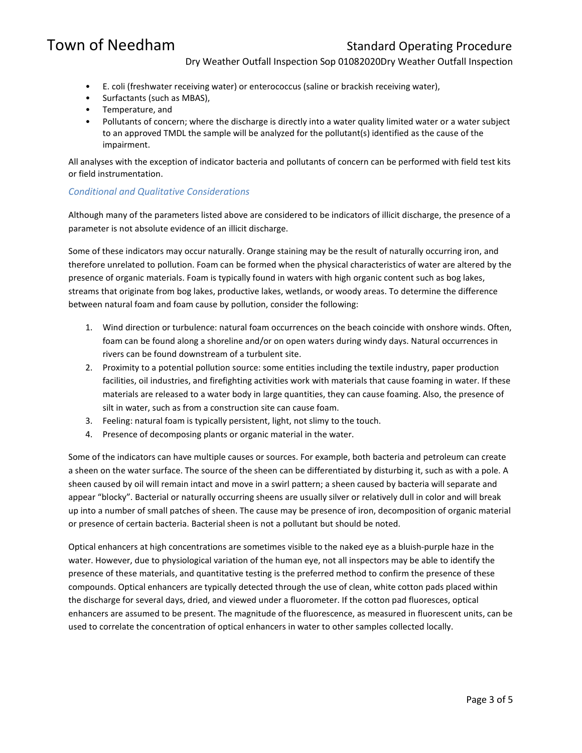- E. coli (freshwater receiving water) or enterococcus (saline or brackish receiving water),
- Surfactants (such as MBAS),
- Temperature, and
- Pollutants of concern; where the discharge is directly into a water quality limited water or a water subject to an approved TMDL the sample will be analyzed for the pollutant(s) identified as the cause of the impairment.

All analyses with the exception of indicator bacteria and pollutants of concern can be performed with field test kits or field instrumentation.

### *Conditional and Qualitative Considerations*

Although many of the parameters listed above are considered to be indicators of illicit discharge, the presence of a parameter is not absolute evidence of an illicit discharge.

Some of these indicators may occur naturally. Orange staining may be the result of naturally occurring iron, and therefore unrelated to pollution. Foam can be formed when the physical characteristics of water are altered by the presence of organic materials. Foam is typically found in waters with high organic content such as bog lakes, streams that originate from bog lakes, productive lakes, wetlands, or woody areas. To determine the difference between natural foam and foam cause by pollution, consider the following:

1. Wind direction or turbulence: natural foam occurrences on the beach coincide with onshore winds. Often, foam can be found along a shoreline and/or on open waters during windy days. Natural occurrences in rivers can be found downstream of a turbulent site.
2. Proximity to a potential pollution source: some entities including the textile industry, paper production facilities, oil industries, and firefighting activities work with materials that cause foaming in water. If these materials are released to a water body in large quantities, they can cause foaming. Also, the presence of silt in water, such as from a construction site can cause foam.
3. Feeling: natural foam is typically persistent, light, not slimy to the touch.
4. Presence of decomposing plants or organic material in the water.

Some of the indicators can have multiple causes or sources. For example, both bacteria and petroleum can create a sheen on the water surface. The source of the sheen can be differentiated by disturbing it, such as with a pole. A sheen caused by oil will remain intact and move in a swirl pattern; a sheen caused by bacteria will separate and appear "blocky". Bacterial or naturally occurring sheens are usually silver or relatively dull in color and will break up into a number of small patches of sheen. The cause may be presence of iron, decomposition of organic material or presence of certain bacteria. Bacterial sheen is not a pollutant but should be noted.

Optical enhancers at high concentrations are sometimes visible to the naked eye as a bluish-purple haze in the water. However, due to physiological variation of the human eye, not all inspectors may be able to identify the presence of these materials, and quantitative testing is the preferred method to confirm the presence of these compounds. Optical enhancers are typically detected through the use of clean, white cotton pads placed within the discharge for several days, dried, and viewed under a fluorometer. If the cotton pad fluoresces, optical enhancers are assumed to be present. The magnitude of the fluorescence, as measured in fluorescent units, can be used to correlate the concentration of optical enhancers in water to other samples collected locally.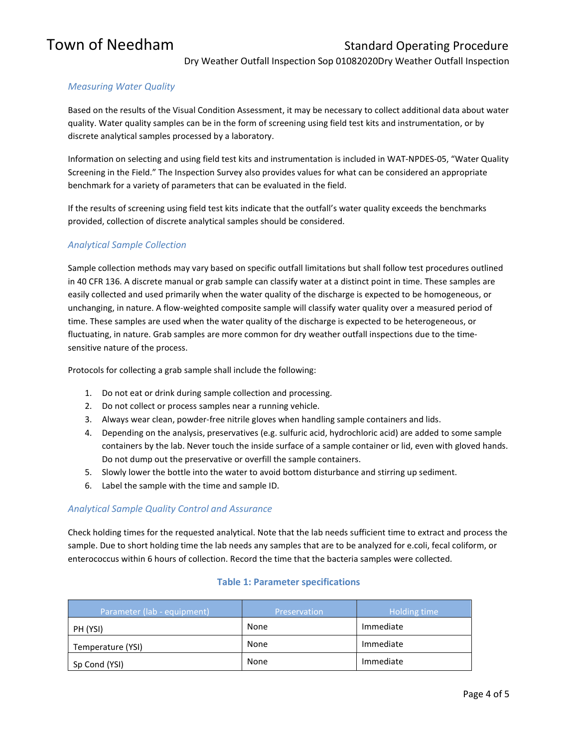### *Measuring Water Quality*

Based on the results of the Visual Condition Assessment, it may be necessary to collect additional data about water quality. Water quality samples can be in the form of screening using field test kits and instrumentation, or by discrete analytical samples processed by a laboratory.

Information on selecting and using field test kits and instrumentation is included in WAT-NPDES-05, "Water Quality Screening in the Field." The Inspection Survey also provides values for what can be considered an appropriate benchmark for a variety of parameters that can be evaluated in the field.

If the results of screening using field test kits indicate that the outfall's water quality exceeds the benchmarks provided, collection of discrete analytical samples should be considered.

### *Analytical Sample Collection*

Sample collection methods may vary based on specific outfall limitations but shall follow test procedures outlined in 40 CFR 136. A discrete manual or grab sample can classify water at a distinct point in time. These samples are easily collected and used primarily when the water quality of the discharge is expected to be homogeneous, or unchanging, in nature. A flow-weighted composite sample will classify water quality over a measured period of time. These samples are used when the water quality of the discharge is expected to be heterogeneous, or fluctuating, in nature. Grab samples are more common for dry weather outfall inspections due to the time-sensitive nature of the process.

Protocols for collecting a grab sample shall include the following:

1. Do not eat or drink during sample collection and processing.
2. Do not collect or process samples near a running vehicle.
3. Always wear clean, powder-free nitrile gloves when handling sample containers and lids.
4. Depending on the analysis, preservatives (e.g. sulfuric acid, hydrochloric acid) are added to some sample containers by the lab. Never touch the inside surface of a sample container or lid, even with gloved hands. Do not dump out the preservative or overfill the sample containers.
5. Slowly lower the bottle into the water to avoid bottom disturbance and stirring up sediment.
6. Label the sample with the time and sample ID.

### *Analytical Sample Quality Control and Assurance*

Check holding times for the requested analytical. Note that the lab needs sufficient time to extract and process the sample. Due to short holding time the lab needs any samples that are to be analyzed for e.coli, fecal coliform, or enterococcus within 6 hours of collection. Record the time that the bacteria samples were collected.

**Table 1: Parameter specifications**

| Parameter (lab - equipment) | Preservation | Holding time |
|---|---|---|
| PH (YSI) | None | Immediate |
| Temperature (YSI) | None | Immediate |
| Sp Cond (YSI) | None | Immediate |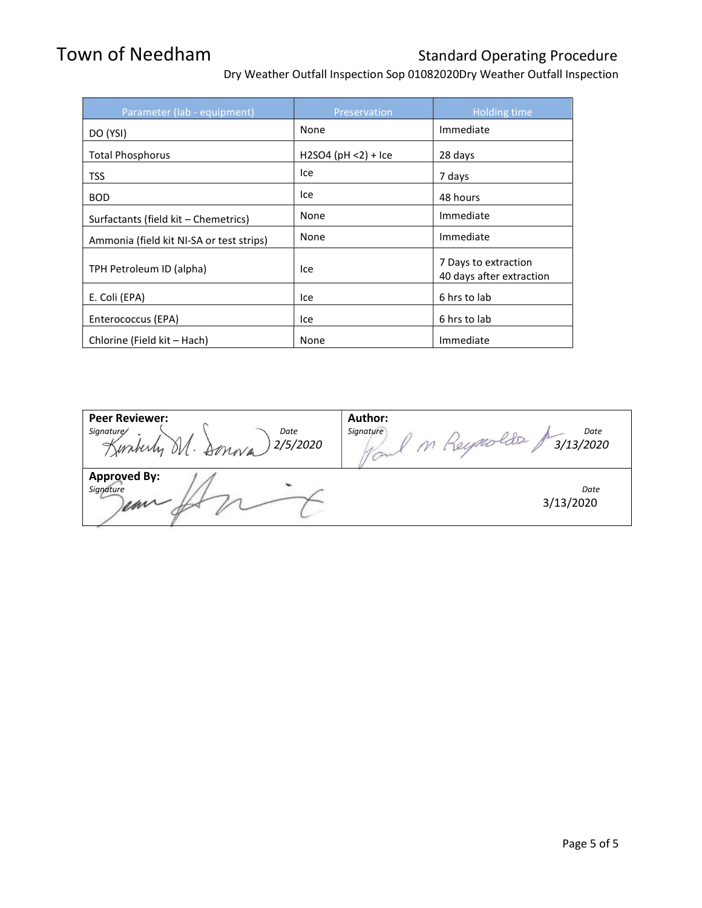| Parameter (lab - equipment) | Preservation | Holding time |
| --- | --- | --- |
| DO (YSI) | None | Immediate |
| Total Phosphorus | $H_2SO_4$ (pH <2) + Ice | 28 days |
| TSS | Ice | 7 days |
| BOD | Ice | 48 hours |
| Surfactants (field kit – Chemetrics) | None | Immediate |
| Ammonia (field kit NI-SA or test strips) | None | Immediate |
| TPH Petroleum ID (alpha) | Ice | 7 Days to extraction<br>40 days after extraction |
| E. Coli (EPA) | Ice | 6 hrs to lab |
| Enterococcus (EPA) | Ice | 6 hrs to lab |
| Chlorine (Field kit – Hach) | None | Immediate |

| | |
| --- | --- |
| **Peer Reviewer:**<br>*Signature* Kimberly M. Donova<br>*Date* *2/5/2020* | **Author:**<br>*Signature* Paul M Reynolds<br>*Date* *3/13/2020* |
| **Approved By:**<br>*Signature*<br>*Date* 3/13/2020 | |